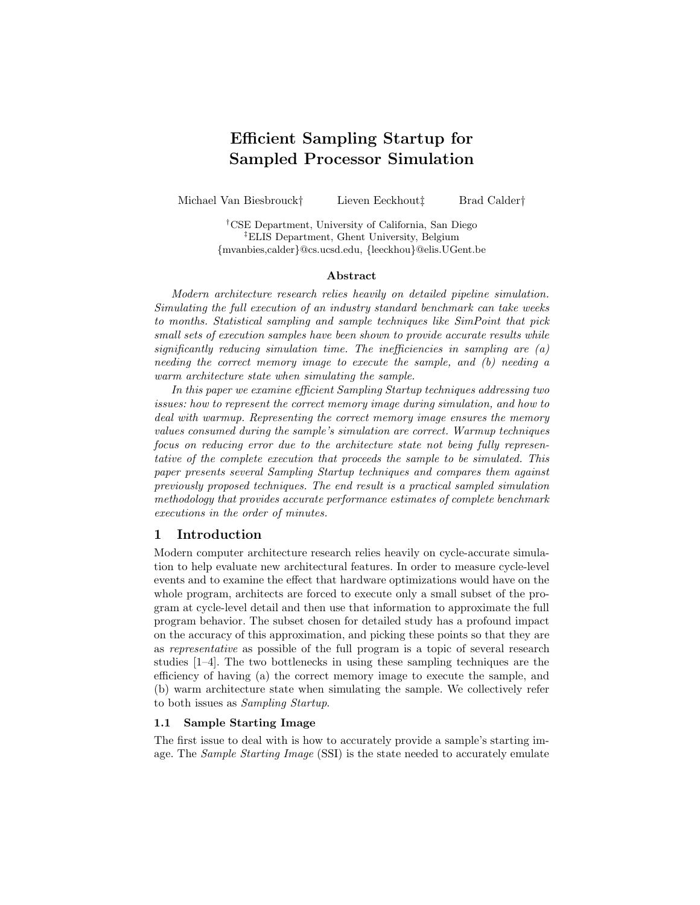# Efficient Sampling Startup for Sampled Processor Simulation

Michael Van Biesbrouck† Lieven Eeckhout‡ Brad Calder†

†CSE Department, University of California, San Diego
‡ELIS Department, Ghent University, Belgium
{mvanbies,calder}@cs.ucsd.edu, {leeckhou}@elis.UGent.be

## Abstract

*Modern architecture research relies heavily on detailed pipeline simulation. Simulating the full execution of an industry standard benchmark can take weeks to months. Statistical sampling and sample techniques like SimPoint that pick small sets of execution samples have been shown to provide accurate results while significantly reducing simulation time. The inefficiencies in sampling are (a) needing the correct memory image to execute the sample, and (b) needing a warm architecture state when simulating the sample.*

*In this paper we examine efficient Sampling Startup techniques addressing two issues: how to represent the correct memory image during simulation, and how to deal with warmup. Representing the correct memory image ensures the memory values consumed during the sample's simulation are correct. Warmup techniques focus on reducing error due to the architecture state not being fully representative of the complete execution that proceeds the sample to be simulated. This paper presents several Sampling Startup techniques and compares them against previously proposed techniques. The end result is a practical sampled simulation methodology that provides accurate performance estimates of complete benchmark executions in the order of minutes.*

## 1 Introduction

Modern computer architecture research relies heavily on cycle-accurate simulation to help evaluate new architectural features. In order to measure cycle-level events and to examine the effect that hardware optimizations would have on the whole program, architects are forced to execute only a small subset of the program at cycle-level detail and then use that information to approximate the full program behavior. The subset chosen for detailed study has a profound impact on the accuracy of this approximation, and picking these points so that they are as *representative* as possible of the full program is a topic of several research studies [1–4]. The two bottlenecks in using these sampling techniques are the efficiency of having (a) the correct memory image to execute the sample, and (b) warm architecture state when simulating the sample. We collectively refer to both issues as *Sampling Startup*.

### 1.1 Sample Starting Image

The first issue to deal with is how to accurately provide a sample's starting image. The *Sample Starting Image* (SSI) is the state needed to accurately emulate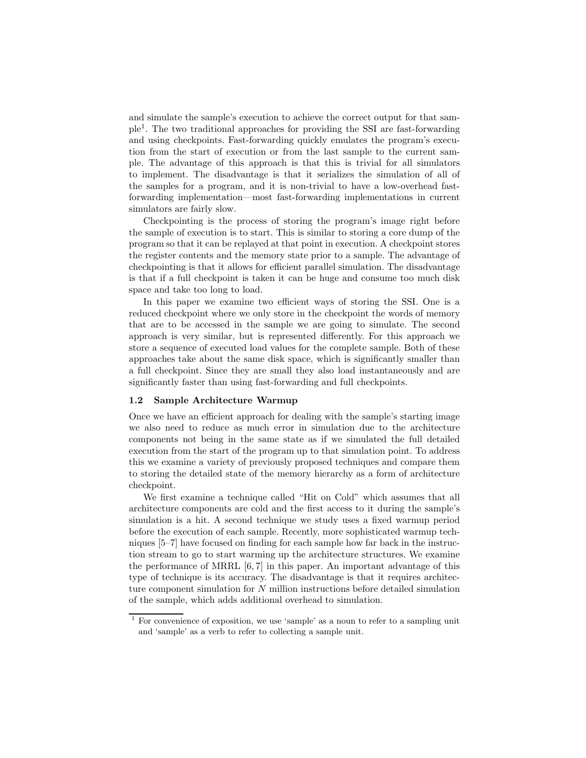and simulate the sample's execution to achieve the correct output for that sample[1]. The two traditional approaches for providing the SSI are fast-forwarding and using checkpoints. Fast-forwarding quickly emulates the program's execution from the start of execution or from the last sample to the current sample. The advantage of this approach is that this is trivial for all simulators to implement. The disadvantage is that it serializes the simulation of all of the samples for a program, and it is non-trivial to have a low-overhead fast-forwarding implementation—most fast-forwarding implementations in current simulators are fairly slow.

Checkpointing is the process of storing the program's image right before the sample of execution is to start. This is similar to storing a core dump of the program so that it can be replayed at that point in execution. A checkpoint stores the register contents and the memory state prior to a sample. The advantage of checkpointing is that it allows for efficient parallel simulation. The disadvantage is that if a full checkpoint is taken it can be huge and consume too much disk space and take too long to load.

In this paper we examine two efficient ways of storing the SSI. One is a reduced checkpoint where we only store in the checkpoint the words of memory that are to be accessed in the sample we are going to simulate. The second approach is very similar, but is represented differently. For this approach we store a sequence of executed load values for the complete sample. Both of these approaches take about the same disk space, which is significantly smaller than a full checkpoint. Since they are small they also load instantaneously and are significantly faster than using fast-forwarding and full checkpoints.

### 1.2 Sample Architecture Warmup

Once we have an efficient approach for dealing with the sample's starting image we also need to reduce as much error in simulation due to the architecture components not being in the same state as if we simulated the full detailed execution from the start of the program up to that simulation point. To address this we examine a variety of previously proposed techniques and compare them to storing the detailed state of the memory hierarchy as a form of architecture checkpoint.

We first examine a technique called "Hit on Cold" which assumes that all architecture components are cold and the first access to it during the sample's simulation is a hit. A second technique we study uses a fixed warmup period before the execution of each sample. Recently, more sophisticated warmup techniques [5–7] have focused on finding for each sample how far back in the instruction stream to go to start warming up the architecture structures. We examine the performance of MRRL [6, 7] in this paper. An important advantage of this type of technique is its accuracy. The disadvantage is that it requires architecture component simulation for $N$ million instructions before detailed simulation of the sample, which adds additional overhead to simulation.

[1] For convenience of exposition, we use 'sample' as a noun to refer to a sampling unit and 'sample' as a verb to refer to collecting a sample unit.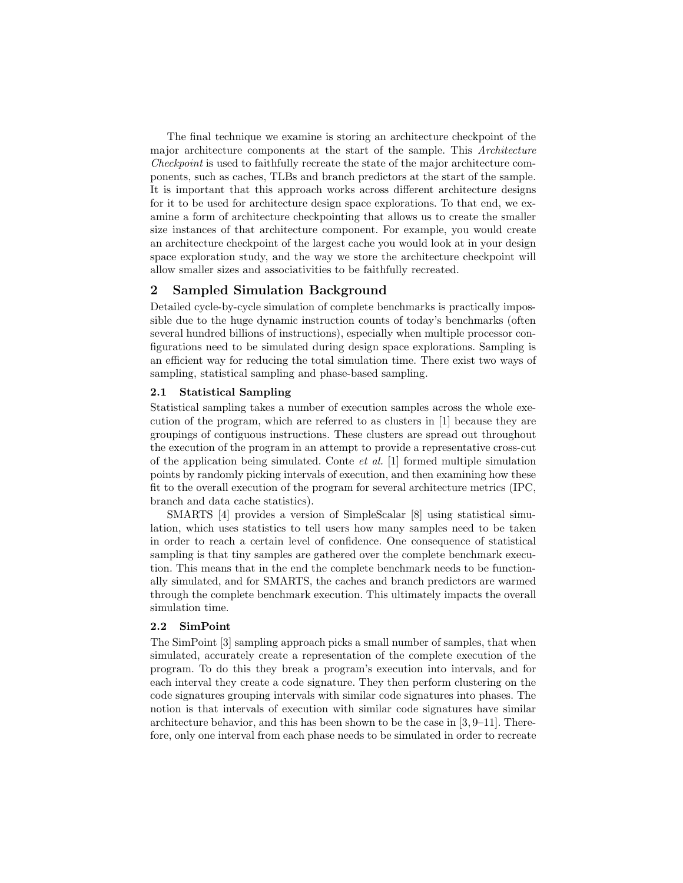The final technique we examine is storing an architecture checkpoint of the major architecture components at the start of the sample. This *Architecture Checkpoint* is used to faithfully recreate the state of the major architecture components, such as caches, TLBs and branch predictors at the start of the sample. It is important that this approach works across different architecture designs for it to be used for architecture design space explorations. To that end, we examine a form of architecture checkpointing that allows us to create the smaller size instances of that architecture component. For example, you would create an architecture checkpoint of the largest cache you would look at in your design space exploration study, and the way we store the architecture checkpoint will allow smaller sizes and associativities to be faithfully recreated.

## 2 Sampled Simulation Background

Detailed cycle-by-cycle simulation of complete benchmarks is practically impossible due to the huge dynamic instruction counts of today's benchmarks (often several hundred billions of instructions), especially when multiple processor configurations need to be simulated during design space explorations. Sampling is an efficient way for reducing the total simulation time. There exist two ways of sampling, statistical sampling and phase-based sampling.

### 2.1 Statistical Sampling

Statistical sampling takes a number of execution samples across the whole execution of the program, which are referred to as clusters in [1] because they are groupings of contiguous instructions. These clusters are spread out throughout the execution of the program in an attempt to provide a representative cross-cut of the application being simulated. Conte *et al.* [1] formed multiple simulation points by randomly picking intervals of execution, and then examining how these fit to the overall execution of the program for several architecture metrics (IPC, branch and data cache statistics).

SMARTS [4] provides a version of SimpleScalar [8] using statistical simulation, which uses statistics to tell users how many samples need to be taken in order to reach a certain level of confidence. One consequence of statistical sampling is that tiny samples are gathered over the complete benchmark execution. This means that in the end the complete benchmark needs to be functionally simulated, and for SMARTS, the caches and branch predictors are warmed through the complete benchmark execution. This ultimately impacts the overall simulation time.

### 2.2 SimPoint

The SimPoint [3] sampling approach picks a small number of samples, that when simulated, accurately create a representation of the complete execution of the program. To do this they break a program's execution into intervals, and for each interval they create a code signature. They then perform clustering on the code signatures grouping intervals with similar code signatures into phases. The notion is that intervals of execution with similar code signatures have similar architecture behavior, and this has been shown to be the case in [3, 9–11]. Therefore, only one interval from each phase needs to be simulated in order to recreate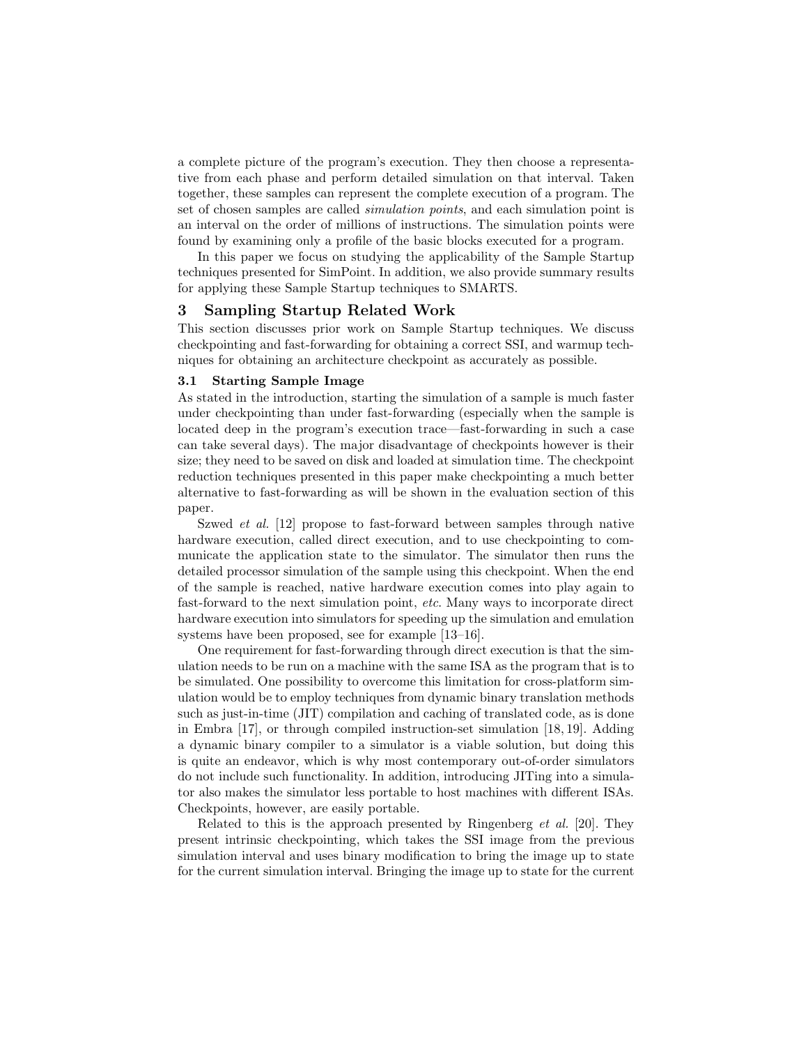a complete picture of the program's execution. They then choose a representative from each phase and perform detailed simulation on that interval. Taken together, these samples can represent the complete execution of a program. The set of chosen samples are called *simulation points*, and each simulation point is an interval on the order of millions of instructions. The simulation points were found by examining only a profile of the basic blocks executed for a program.

In this paper we focus on studying the applicability of the Sample Startup techniques presented for SimPoint. In addition, we also provide summary results for applying these Sample Startup techniques to SMARTS.

## 3 Sampling Startup Related Work

This section discusses prior work on Sample Startup techniques. We discuss checkpointing and fast-forwarding for obtaining a correct SSI, and warmup techniques for obtaining an architecture checkpoint as accurately as possible.

### 3.1 Starting Sample Image

As stated in the introduction, starting the simulation of a sample is much faster under checkpointing than under fast-forwarding (especially when the sample is located deep in the program's execution trace—fast-forwarding in such a case can take several days). The major disadvantage of checkpoints however is their size; they need to be saved on disk and loaded at simulation time. The checkpoint reduction techniques presented in this paper make checkpointing a much better alternative to fast-forwarding as will be shown in the evaluation section of this paper.

Szwed *et al.* [12] propose to fast-forward between samples through native hardware execution, called direct execution, and to use checkpointing to communicate the application state to the simulator. The simulator then runs the detailed processor simulation of the sample using this checkpoint. When the end of the sample is reached, native hardware execution comes into play again to fast-forward to the next simulation point, *etc.* Many ways to incorporate direct hardware execution into simulators for speeding up the simulation and emulation systems have been proposed, see for example [13–16].

One requirement for fast-forwarding through direct execution is that the simulation needs to be run on a machine with the same ISA as the program that is to be simulated. One possibility to overcome this limitation for cross-platform simulation would be to employ techniques from dynamic binary translation methods such as just-in-time (JIT) compilation and caching of translated code, as is done in Embra [17], or through compiled instruction-set simulation [18, 19]. Adding a dynamic binary compiler to a simulator is a viable solution, but doing this is quite an endeavor, which is why most contemporary out-of-order simulators do not include such functionality. In addition, introducing JITing into a simulator also makes the simulator less portable to host machines with different ISAs. Checkpoints, however, are easily portable.

Related to this is the approach presented by Ringenberg *et al.* [20]. They present intrinsic checkpointing, which takes the SSI image from the previous simulation interval and uses binary modification to bring the image up to state for the current simulation interval. Bringing the image up to state for the current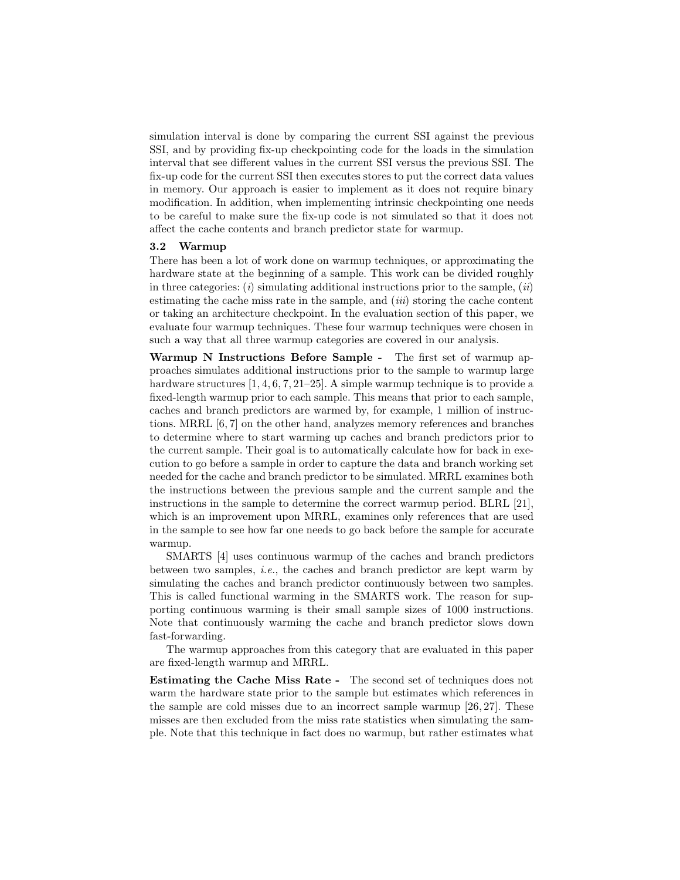simulation interval is done by comparing the current SSI against the previous SSI, and by providing fix-up checkpointing code for the loads in the simulation interval that see different values in the current SSI versus the previous SSI. The fix-up code for the current SSI then executes stores to put the correct data values in memory. Our approach is easier to implement as it does not require binary modification. In addition, when implementing intrinsic checkpointing one needs to be careful to make sure the fix-up code is not simulated so that it does not affect the cache contents and branch predictor state for warmup.

### 3.2 Warmup

There has been a lot of work done on warmup techniques, or approximating the hardware state at the beginning of a sample. This work can be divided roughly in three categories: (*i*) simulating additional instructions prior to the sample, (*ii*) estimating the cache miss rate in the sample, and (*iii*) storing the cache content or taking an architecture checkpoint. In the evaluation section of this paper, we evaluate four warmup techniques. These four warmup techniques were chosen in such a way that all three warmup categories are covered in our analysis.

**Warmup N Instructions Before Sample -** The first set of warmup approaches simulates additional instructions prior to the sample to warmup large hardware structures [1, 4, 6, 7, 21–25]. A simple warmup technique is to provide a fixed-length warmup prior to each sample. This means that prior to each sample, caches and branch predictors are warmed by, for example, 1 million of instructions. MRRL [6, 7] on the other hand, analyzes memory references and branches to determine where to start warming up caches and branch predictors prior to the current sample. Their goal is to automatically calculate how for back in execution to go before a sample in order to capture the data and branch working set needed for the cache and branch predictor to be simulated. MRRL examines both the instructions between the previous sample and the current sample and the instructions in the sample to determine the correct warmup period. BLRL [21], which is an improvement upon MRRL, examines only references that are used in the sample to see how far one needs to go back before the sample for accurate warmup.

SMARTS [4] uses continuous warmup of the caches and branch predictors between two samples, *i.e.*, the caches and branch predictor are kept warm by simulating the caches and branch predictor continuously between two samples. This is called functional warming in the SMARTS work. The reason for supporting continuous warming is their small sample sizes of 1000 instructions. Note that continuously warming the cache and branch predictor slows down fast-forwarding.

The warmup approaches from this category that are evaluated in this paper are fixed-length warmup and MRRL.

**Estimating the Cache Miss Rate -** The second set of techniques does not warm the hardware state prior to the sample but estimates which references in the sample are cold misses due to an incorrect sample warmup [26, 27]. These misses are then excluded from the miss rate statistics when simulating the sample. Note that this technique in fact does no warmup, but rather estimates what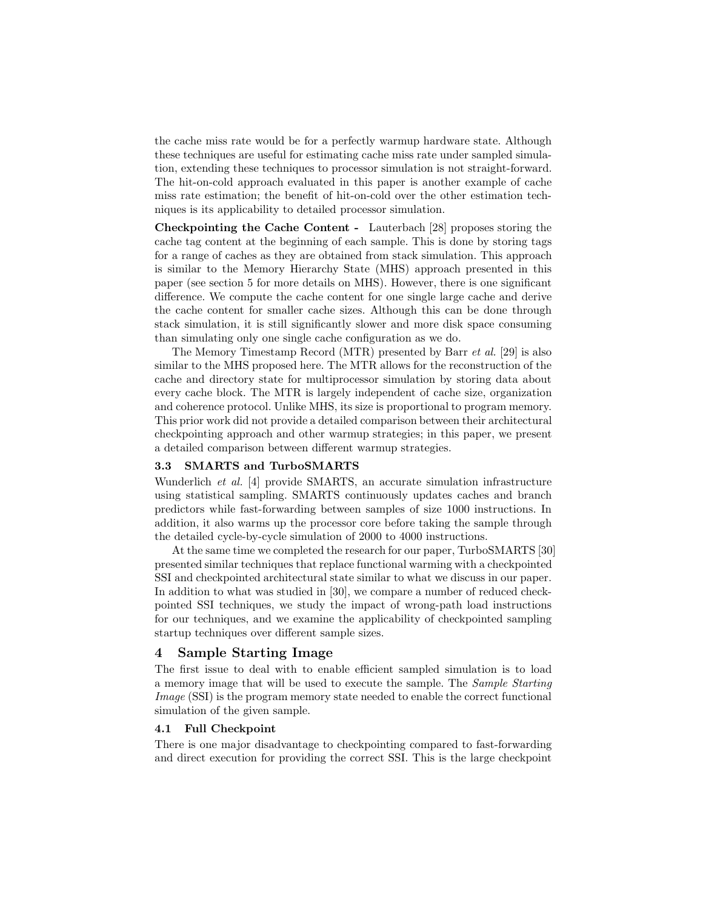the cache miss rate would be for a perfectly warmup hardware state. Although these techniques are useful for estimating cache miss rate under sampled simulation, extending these techniques to processor simulation is not straight-forward. The hit-on-cold approach evaluated in this paper is another example of cache miss rate estimation; the benefit of hit-on-cold over the other estimation techniques is its applicability to detailed processor simulation.

**Checkpointing the Cache Content -** Lauterbach [28] proposes storing the cache tag content at the beginning of each sample. This is done by storing tags for a range of caches as they are obtained from stack simulation. This approach is similar to the Memory Hierarchy State (MHS) approach presented in this paper (see section 5 for more details on MHS). However, there is one significant difference. We compute the cache content for one single large cache and derive the cache content for smaller cache sizes. Although this can be done through stack simulation, it is still significantly slower and more disk space consuming than simulating only one single cache configuration as we do.

The Memory Timestamp Record (MTR) presented by Barr *et al.* [29] is also similar to the MHS proposed here. The MTR allows for the reconstruction of the cache and directory state for multiprocessor simulation by storing data about every cache block. The MTR is largely independent of cache size, organization and coherence protocol. Unlike MHS, its size is proportional to program memory. This prior work did not provide a detailed comparison between their architectural checkpointing approach and other warmup strategies; in this paper, we present a detailed comparison between different warmup strategies.

### 3.3 SMARTS and TurboSMARTS

Wunderlich *et al.* [4] provide SMARTS, an accurate simulation infrastructure using statistical sampling. SMARTS continuously updates caches and branch predictors while fast-forwarding between samples of size 1000 instructions. In addition, it also warms up the processor core before taking the sample through the detailed cycle-by-cycle simulation of 2000 to 4000 instructions.

At the same time we completed the research for our paper, TurboSMARTS [30] presented similar techniques that replace functional warming with a checkpointed SSI and checkpointed architectural state similar to what we discuss in our paper. In addition to what was studied in [30], we compare a number of reduced checkpointed SSI techniques, we study the impact of wrong-path load instructions for our techniques, and we examine the applicability of checkpointed sampling startup techniques over different sample sizes.

## 4 Sample Starting Image

The first issue to deal with to enable efficient sampled simulation is to load a memory image that will be used to execute the sample. The *Sample Starting Image* (SSI) is the program memory state needed to enable the correct functional simulation of the given sample.

### 4.1 Full Checkpoint

There is one major disadvantage to checkpointing compared to fast-forwarding and direct execution for providing the correct SSI. This is the large checkpoint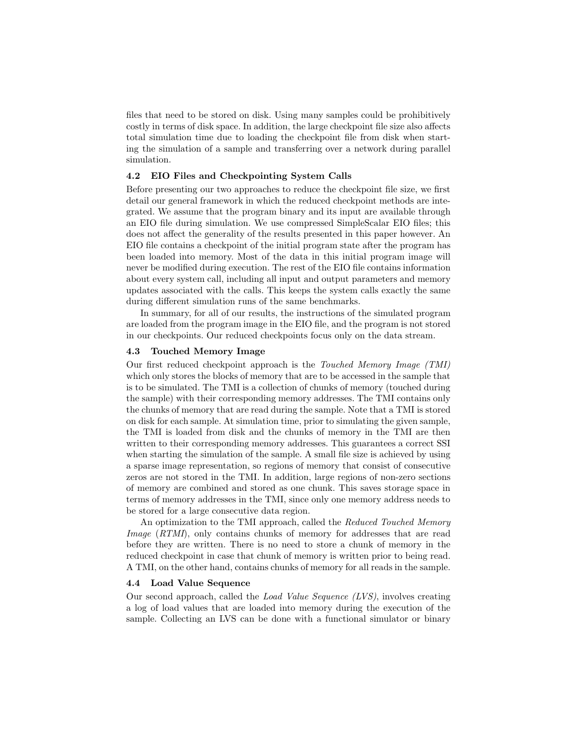files that need to be stored on disk. Using many samples could be prohibitively costly in terms of disk space. In addition, the large checkpoint file size also affects total simulation time due to loading the checkpoint file from disk when starting the simulation of a sample and transferring over a network during parallel simulation.

### 4.2 EIO Files and Checkpointing System Calls

Before presenting our two approaches to reduce the checkpoint file size, we first detail our general framework in which the reduced checkpoint methods are integrated. We assume that the program binary and its input are available through an EIO file during simulation. We use compressed SimpleScalar EIO files; this does not affect the generality of the results presented in this paper however. An EIO file contains a checkpoint of the initial program state after the program has been loaded into memory. Most of the data in this initial program image will never be modified during execution. The rest of the EIO file contains information about every system call, including all input and output parameters and memory updates associated with the calls. This keeps the system calls exactly the same during different simulation runs of the same benchmarks.

In summary, for all of our results, the instructions of the simulated program are loaded from the program image in the EIO file, and the program is not stored in our checkpoints. Our reduced checkpoints focus only on the data stream.

### 4.3 Touched Memory Image

Our first reduced checkpoint approach is the *Touched Memory Image (TMI)* which only stores the blocks of memory that are to be accessed in the sample that is to be simulated. The TMI is a collection of chunks of memory (touched during the sample) with their corresponding memory addresses. The TMI contains only the chunks of memory that are read during the sample. Note that a TMI is stored on disk for each sample. At simulation time, prior to simulating the given sample, the TMI is loaded from disk and the chunks of memory in the TMI are then written to their corresponding memory addresses. This guarantees a correct SSI when starting the simulation of the sample. A small file size is achieved by using a sparse image representation, so regions of memory that consist of consecutive zeros are not stored in the TMI. In addition, large regions of non-zero sections of memory are combined and stored as one chunk. This saves storage space in terms of memory addresses in the TMI, since only one memory address needs to be stored for a large consecutive data region.

An optimization to the TMI approach, called the *Reduced Touched Memory Image* (*RTMI*), only contains chunks of memory for addresses that are read before they are written. There is no need to store a chunk of memory in the reduced checkpoint in case that chunk of memory is written prior to being read. A TMI, on the other hand, contains chunks of memory for all reads in the sample.

### 4.4 Load Value Sequence

Our second approach, called the *Load Value Sequence (LVS)*, involves creating a log of load values that are loaded into memory during the execution of the sample. Collecting an LVS can be done with a functional simulator or binary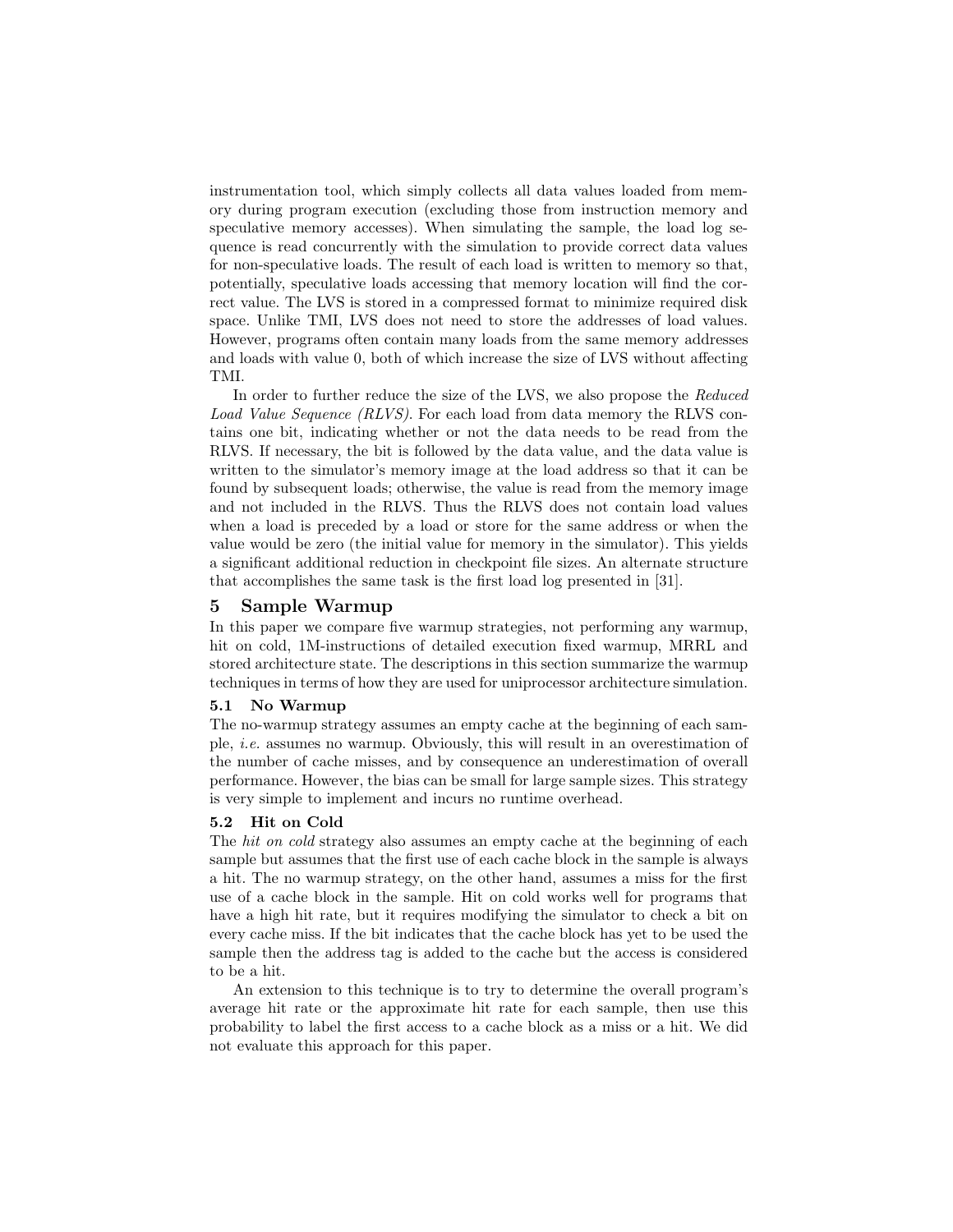instrumentation tool, which simply collects all data values loaded from memory during program execution (excluding those from instruction memory and speculative memory accesses). When simulating the sample, the load log sequence is read concurrently with the simulation to provide correct data values for non-speculative loads. The result of each load is written to memory so that, potentially, speculative loads accessing that memory location will find the correct value. The LVS is stored in a compressed format to minimize required disk space. Unlike TMI, LVS does not need to store the addresses of load values. However, programs often contain many loads from the same memory addresses and loads with value 0, both of which increase the size of LVS without affecting TMI.

In order to further reduce the size of the LVS, we also propose the *Reduced Load Value Sequence (RLVS)*. For each load from data memory the RLVS contains one bit, indicating whether or not the data needs to be read from the RLVS. If necessary, the bit is followed by the data value, and the data value is written to the simulator's memory image at the load address so that it can be found by subsequent loads; otherwise, the value is read from the memory image and not included in the RLVS. Thus the RLVS does not contain load values when a load is preceded by a load or store for the same address or when the value would be zero (the initial value for memory in the simulator). This yields a significant additional reduction in checkpoint file sizes. An alternate structure that accomplishes the same task is the first load log presented in [31].

## 5 Sample Warmup

In this paper we compare five warmup strategies, not performing any warmup, hit on cold, 1M-instructions of detailed execution fixed warmup, MRRL and stored architecture state. The descriptions in this section summarize the warmup techniques in terms of how they are used for uniprocessor architecture simulation.

### 5.1 No Warmup

The no-warmup strategy assumes an empty cache at the beginning of each sample, *i.e.* assumes no warmup. Obviously, this will result in an overestimation of the number of cache misses, and by consequence an underestimation of overall performance. However, the bias can be small for large sample sizes. This strategy is very simple to implement and incurs no runtime overhead.

### 5.2 Hit on Cold

The *hit on cold* strategy also assumes an empty cache at the beginning of each sample but assumes that the first use of each cache block in the sample is always a hit. The no warmup strategy, on the other hand, assumes a miss for the first use of a cache block in the sample. Hit on cold works well for programs that have a high hit rate, but it requires modifying the simulator to check a bit on every cache miss. If the bit indicates that the cache block has yet to be used the sample then the address tag is added to the cache but the access is considered to be a hit.

An extension to this technique is to try to determine the overall program's average hit rate or the approximate hit rate for each sample, then use this probability to label the first access to a cache block as a miss or a hit. We did not evaluate this approach for this paper.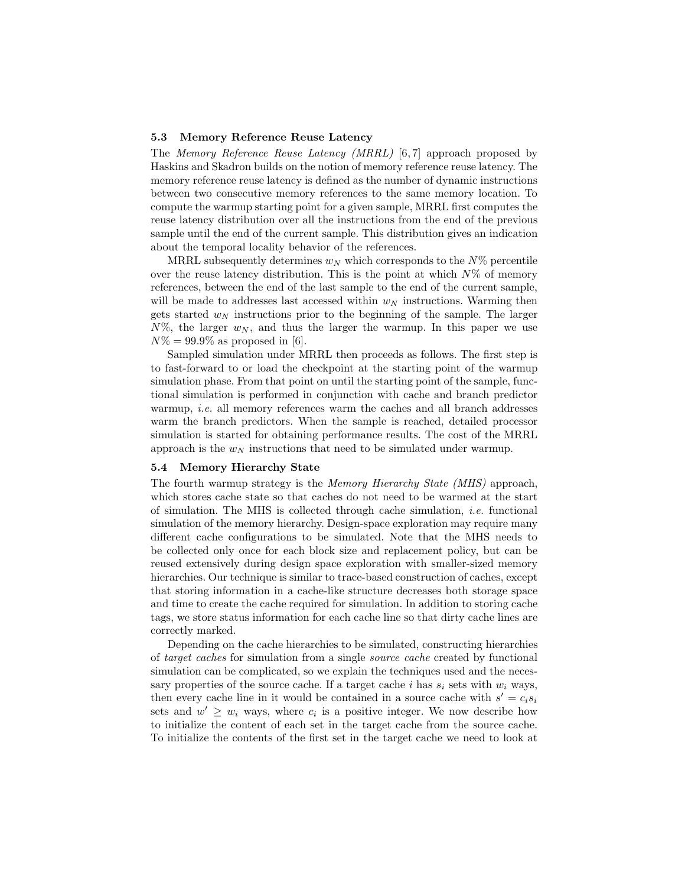### 5.3 Memory Reference Reuse Latency

The *Memory Reference Reuse Latency (MRRL)* [6, 7] approach proposed by Haskins and Skadron builds on the notion of memory reference reuse latency. The memory reference reuse latency is defined as the number of dynamic instructions between two consecutive memory references to the same memory location. To compute the warmup starting point for a given sample, MRRL first computes the reuse latency distribution over all the instructions from the end of the previous sample until the end of the current sample. This distribution gives an indication about the temporal locality behavior of the references.

MRRL subsequently determines $w_N$ which corresponds to the $N\%$ percentile over the reuse latency distribution. This is the point at which $N\%$ of memory references, between the end of the last sample to the end of the current sample, will be made to addresses last accessed within $w_N$ instructions. Warming then gets started $w_N$ instructions prior to the beginning of the sample. The larger $N\%$, the larger $w_N$, and thus the larger the warmup. In this paper we use $N\% = 99.9\%$ as proposed in [6].

Sampled simulation under MRRL then proceeds as follows. The first step is to fast-forward to or load the checkpoint at the starting point of the warmup simulation phase. From that point on until the starting point of the sample, functional simulation is performed in conjunction with cache and branch predictor warmup, *i.e.* all memory references warm the caches and all branch addresses warm the branch predictors. When the sample is reached, detailed processor simulation is started for obtaining performance results. The cost of the MRRL approach is the $w_N$ instructions that need to be simulated under warmup.

### 5.4 Memory Hierarchy State

The fourth warmup strategy is the *Memory Hierarchy State (MHS)* approach, which stores cache state so that caches do not need to be warmed at the start of simulation. The MHS is collected through cache simulation, *i.e.* functional simulation of the memory hierarchy. Design-space exploration may require many different cache configurations to be simulated. Note that the MHS needs to be collected only once for each block size and replacement policy, but can be reused extensively during design space exploration with smaller-sized memory hierarchies. Our technique is similar to trace-based construction of caches, except that storing information in a cache-like structure decreases both storage space and time to create the cache required for simulation. In addition to storing cache tags, we store status information for each cache line so that dirty cache lines are correctly marked.

Depending on the cache hierarchies to be simulated, constructing hierarchies of *target caches* for simulation from a single *source cache* created by functional simulation can be complicated, so we explain the techniques used and the necessary properties of the source cache. If a target cache $i$ has $s_i$ sets with $w_i$ ways, then every cache line in it would be contained in a source cache with $s' = c_i s_i$ sets and $w' \geq w_i$ ways, where $c_i$ is a positive integer. We now describe how to initialize the content of each set in the target cache from the source cache. To initialize the contents of the first set in the target cache we need to look at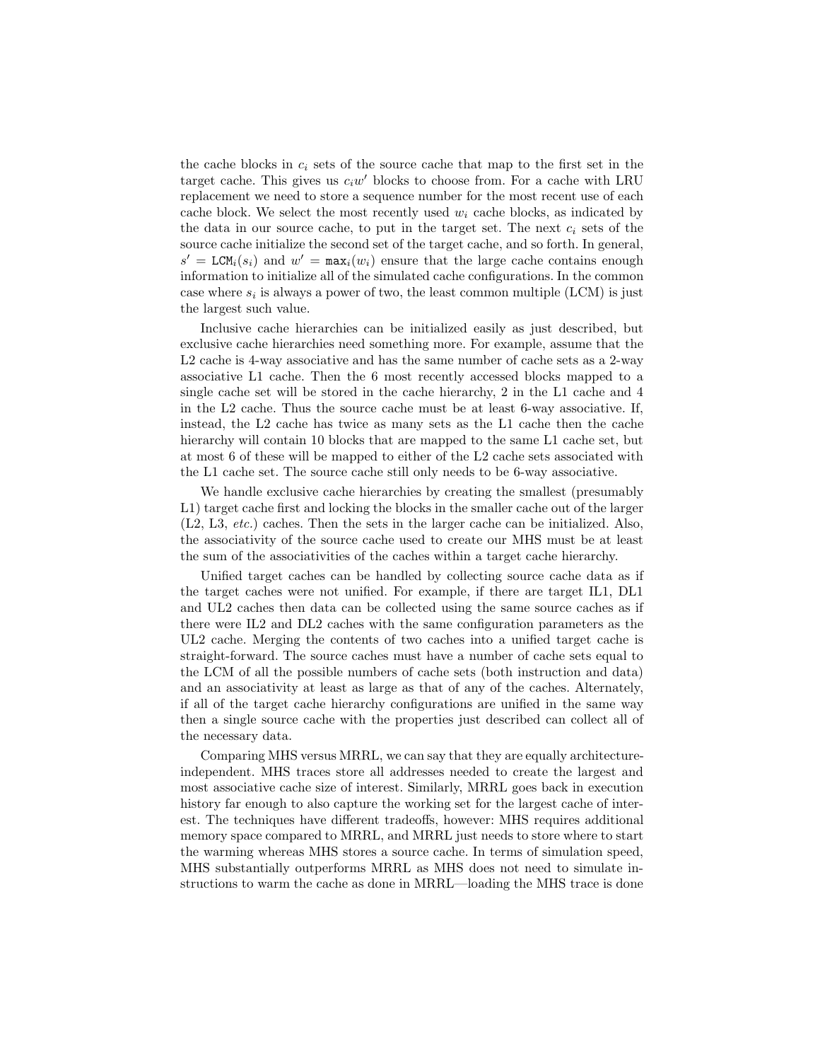the cache blocks in $c_i$ sets of the source cache that map to the first set in the target cache. This gives us $c_i w'$ blocks to choose from. For a cache with LRU replacement we need to store a sequence number for the most recent use of each cache block. We select the most recently used $w_i$ cache blocks, as indicated by the data in our source cache, to put in the target set. The next $c_i$ sets of the source cache initialize the second set of the target cache, and so forth. In general, $s' = \texttt{LCM}_i(s_i)$ and $w' = \texttt{max}_i(w_i)$ ensure that the large cache contains enough information to initialize all of the simulated cache configurations. In the common case where $s_i$ is always a power of two, the least common multiple (LCM) is just the largest such value.

Inclusive cache hierarchies can be initialized easily as just described, but exclusive cache hierarchies need something more. For example, assume that the L2 cache is 4-way associative and has the same number of cache sets as a 2-way associative L1 cache. Then the 6 most recently accessed blocks mapped to a single cache set will be stored in the cache hierarchy, 2 in the L1 cache and 4 in the L2 cache. Thus the source cache must be at least 6-way associative. If, instead, the L2 cache has twice as many sets as the L1 cache then the cache hierarchy will contain 10 blocks that are mapped to the same L1 cache set, but at most 6 of these will be mapped to either of the L2 cache sets associated with the L1 cache set. The source cache still only needs to be 6-way associative.

We handle exclusive cache hierarchies by creating the smallest (presumably L1) target cache first and locking the blocks in the smaller cache out of the larger (L2, L3, *etc.*) caches. Then the sets in the larger cache can be initialized. Also, the associativity of the source cache used to create our MHS must be at least the sum of the associativities of the caches within a target cache hierarchy.

Unified target caches can be handled by collecting source cache data as if the target caches were not unified. For example, if there are target IL1, DL1 and UL2 caches then data can be collected using the same source caches as if there were IL2 and DL2 caches with the same configuration parameters as the UL2 cache. Merging the contents of two caches into a unified target cache is straight-forward. The source caches must have a number of cache sets equal to the LCM of all the possible numbers of cache sets (both instruction and data) and an associativity at least as large as that of any of the caches. Alternately, if all of the target cache hierarchy configurations are unified in the same way then a single source cache with the properties just described can collect all of the necessary data.

Comparing MHS versus MRRL, we can say that they are equally architecture-independent. MHS traces store all addresses needed to create the largest and most associative cache size of interest. Similarly, MRRL goes back in execution history far enough to also capture the working set for the largest cache of interest. The techniques have different tradeoffs, however: MHS requires additional memory space compared to MRRL, and MRRL just needs to store where to start the warming whereas MHS stores a source cache. In terms of simulation speed, MHS substantially outperforms MRRL as MHS does not need to simulate instructions to warm the cache as done in MRRL—loading the MHS trace is done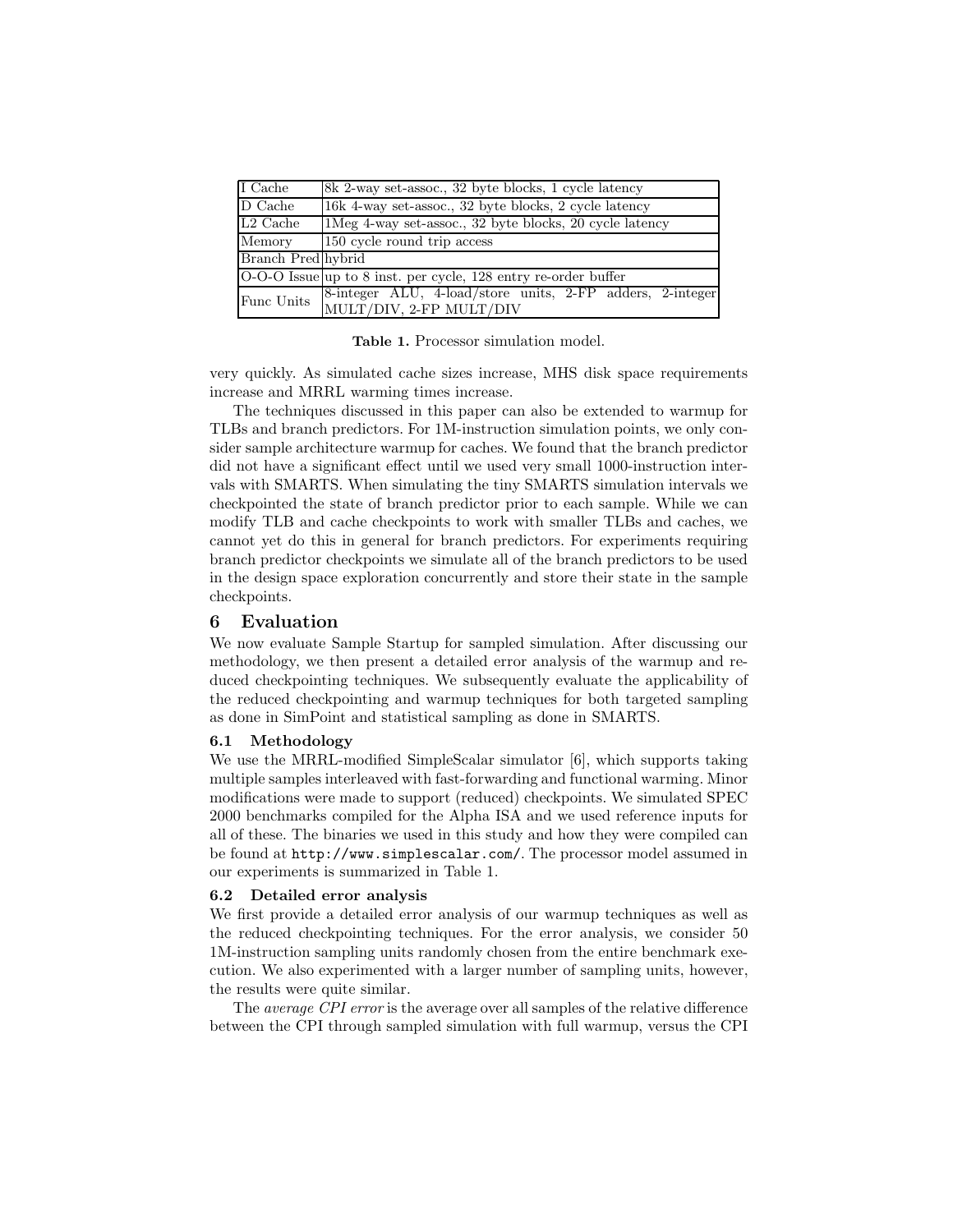| | |
|---|---|
| I Cache | 8k 2-way set-assoc., 32 byte blocks, 1 cycle latency |
| D Cache | 16k 4-way set-assoc., 32 byte blocks, 2 cycle latency |
| L2 Cache | 1Meg 4-way set-assoc., 32 byte blocks, 20 cycle latency |
| Memory | 150 cycle round trip access |
| Branch Pred | hybrid |
| O-O-O Issue | up to 8 inst. per cycle, 128 entry re-order buffer |
| Func Units | 8-integer ALU, 4-load/store units, 2-FP adders, 2-integer MULT/DIV, 2-FP MULT/DIV |

**Table 1.** Processor simulation model.

very quickly. As simulated cache sizes increase, MHS disk space requirements increase and MRRL warming times increase.

The techniques discussed in this paper can also be extended to warmup for TLBs and branch predictors. For 1M-instruction simulation points, we only consider sample architecture warmup for caches. We found that the branch predictor did not have a significant effect until we used very small 1000-instruction intervals with SMARTS. When simulating the tiny SMARTS simulation intervals we checkpointed the state of branch predictor prior to each sample. While we can modify TLB and cache checkpoints to work with smaller TLBs and caches, we cannot yet do this in general for branch predictors. For experiments requiring branch predictor checkpoints we simulate all of the branch predictors to be used in the design space exploration concurrently and store their state in the sample checkpoints.

## 6 Evaluation

We now evaluate Sample Startup for sampled simulation. After discussing our methodology, we then present a detailed error analysis of the warmup and reduced checkpointing techniques. We subsequently evaluate the applicability of the reduced checkpointing and warmup techniques for both targeted sampling as done in SimPoint and statistical sampling as done in SMARTS.

### 6.1 Methodology

We use the MRRL-modified SimpleScalar simulator [6], which supports taking multiple samples interleaved with fast-forwarding and functional warming. Minor modifications were made to support (reduced) checkpoints. We simulated SPEC 2000 benchmarks compiled for the Alpha ISA and we used reference inputs for all of these. The binaries we used in this study and how they were compiled can be found at `http://www.simplescalar.com/`. The processor model assumed in our experiments is summarized in Table 1.

### 6.2 Detailed error analysis

We first provide a detailed error analysis of our warmup techniques as well as the reduced checkpointing techniques. For the error analysis, we consider 50 1M-instruction sampling units randomly chosen from the entire benchmark execution. We also experimented with a larger number of sampling units, however, the results were quite similar.

The *average CPI error* is the average over all samples of the relative difference between the CPI through sampled simulation with full warmup, versus the CPI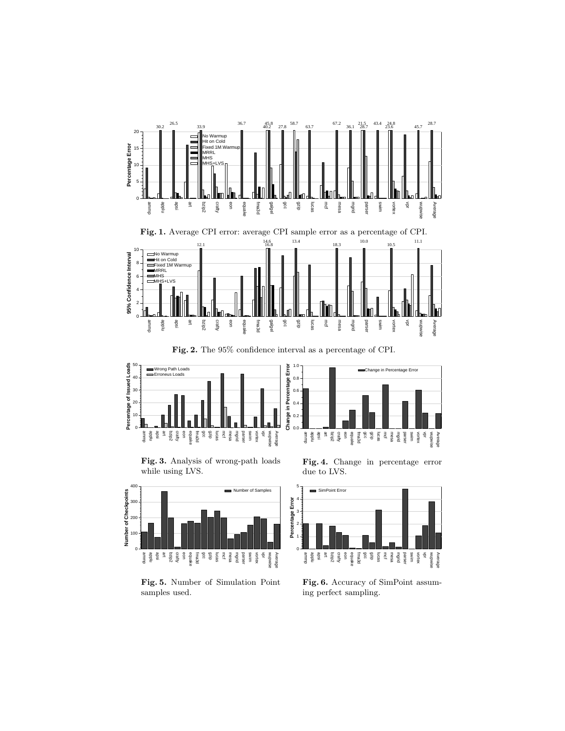**Fig. 1.** Average CPI error: average CPI sample error as a percentage of CPI.

**Fig. 2.** The 95% confidence interval as a percentage of CPI.

**Fig. 3.** Analysis of wrong-path loads while using LVS.

**Fig. 4.** Change in percentage error due to LVS.

**Fig. 5.** Number of Simulation Point samples used.

**Fig. 6.** Accuracy of SimPoint assuming perfect sampling.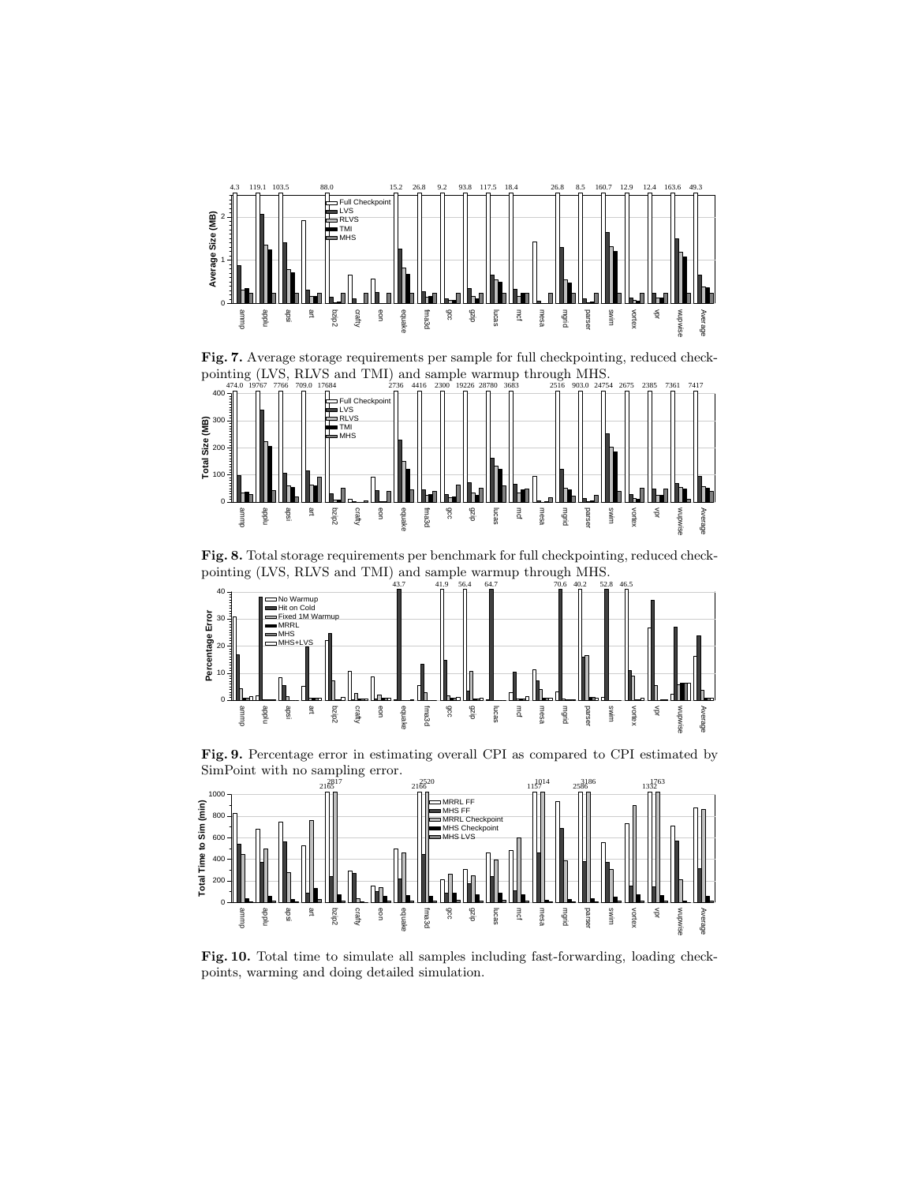**Fig. 7.** Average storage requirements per sample for full checkpointing, reduced checkpointing (LVS, RLVS and TMI) and sample warmup through MHS.

**Fig. 8.** Total storage requirements per benchmark for full checkpointing, reduced checkpointing (LVS, RLVS and TMI) and sample warmup through MHS.

**Fig. 9.** Percentage error in estimating overall CPI as compared to CPI estimated by SimPoint with no sampling error.

**Fig. 10.** Total time to simulate all samples including fast-forwarding, loading checkpoints, warming and doing detailed simulation.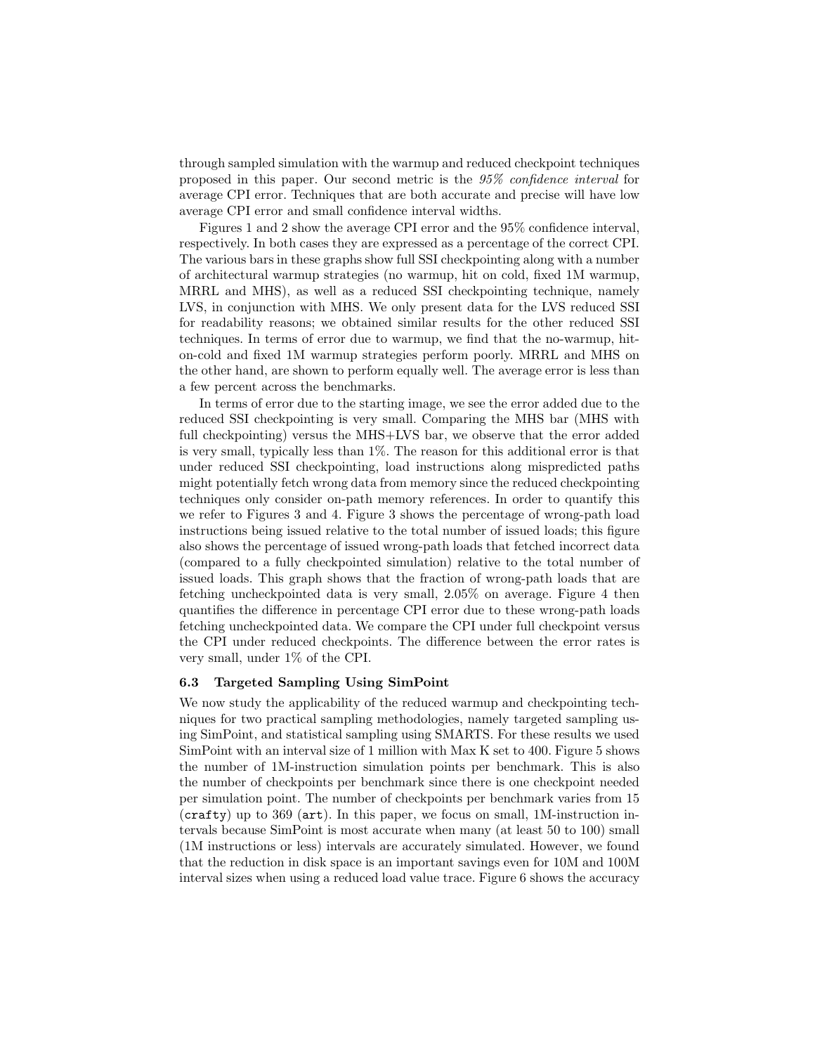through sampled simulation with the warmup and reduced checkpoint techniques proposed in this paper. Our second metric is the *95% confidence interval* for average CPI error. Techniques that are both accurate and precise will have low average CPI error and small confidence interval widths.

Figures 1 and 2 show the average CPI error and the 95% confidence interval, respectively. In both cases they are expressed as a percentage of the correct CPI. The various bars in these graphs show full SSI checkpointing along with a number of architectural warmup strategies (no warmup, hit on cold, fixed 1M warmup, MRRL and MHS), as well as a reduced SSI checkpointing technique, namely LVS, in conjunction with MHS. We only present data for the LVS reduced SSI for readability reasons; we obtained similar results for the other reduced SSI techniques. In terms of error due to warmup, we find that the no-warmup, hit-on-cold and fixed 1M warmup strategies perform poorly. MRRL and MHS on the other hand, are shown to perform equally well. The average error is less than a few percent across the benchmarks.

In terms of error due to the starting image, we see the error added due to the reduced SSI checkpointing is very small. Comparing the MHS bar (MHS with full checkpointing) versus the MHS+LVS bar, we observe that the error added is very small, typically less than 1%. The reason for this additional error is that under reduced SSI checkpointing, load instructions along mispredicted paths might potentially fetch wrong data from memory since the reduced checkpointing techniques only consider on-path memory references. In order to quantify this we refer to Figures 3 and 4. Figure 3 shows the percentage of wrong-path load instructions being issued relative to the total number of issued loads; this figure also shows the percentage of issued wrong-path loads that fetched incorrect data (compared to a fully checkpointed simulation) relative to the total number of issued loads. This graph shows that the fraction of wrong-path loads that are fetching uncheckpointed data is very small, 2.05% on average. Figure 4 then quantifies the difference in percentage CPI error due to these wrong-path loads fetching uncheckpointed data. We compare the CPI under full checkpoint versus the CPI under reduced checkpoints. The difference between the error rates is very small, under 1% of the CPI.

### 6.3 Targeted Sampling Using SimPoint

We now study the applicability of the reduced warmup and checkpointing techniques for two practical sampling methodologies, namely targeted sampling using SimPoint, and statistical sampling using SMARTS. For these results we used SimPoint with an interval size of 1 million with Max K set to 400. Figure 5 shows the number of 1M-instruction simulation points per benchmark. This is also the number of checkpoints per benchmark since there is one checkpoint needed per simulation point. The number of checkpoints per benchmark varies from 15 (`crafty`) up to 369 (`art`). In this paper, we focus on small, 1M-instruction intervals because SimPoint is most accurate when many (at least 50 to 100) small (1M instructions or less) intervals are accurately simulated. However, we found that the reduction in disk space is an important savings even for 10M and 100M interval sizes when using a reduced load value trace. Figure 6 shows the accuracy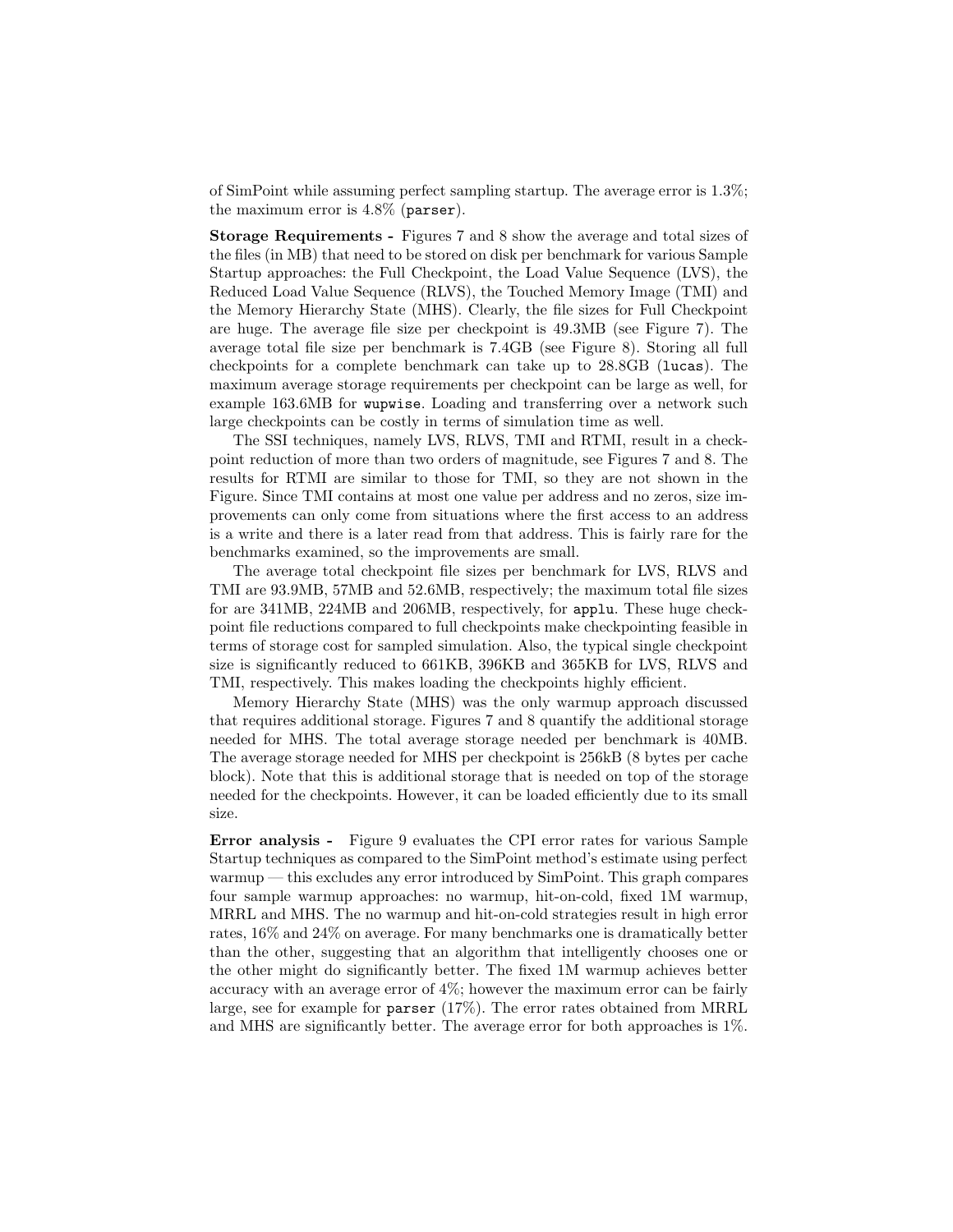of SimPoint while assuming perfect sampling startup. The average error is 1.3%; the maximum error is 4.8% (parser).

**Storage Requirements -** Figures 7 and 8 show the average and total sizes of the files (in MB) that need to be stored on disk per benchmark for various Sample Startup approaches: the Full Checkpoint, the Load Value Sequence (LVS), the Reduced Load Value Sequence (RLVS), the Touched Memory Image (TMI) and the Memory Hierarchy State (MHS). Clearly, the file sizes for Full Checkpoint are huge. The average file size per checkpoint is 49.3MB (see Figure 7). The average total file size per benchmark is 7.4GB (see Figure 8). Storing all full checkpoints for a complete benchmark can take up to 28.8GB (lucas). The maximum average storage requirements per checkpoint can be large as well, for example 163.6MB for wupwise. Loading and transferring over a network such large checkpoints can be costly in terms of simulation time as well.

The SSI techniques, namely LVS, RLVS, TMI and RTMI, result in a checkpoint reduction of more than two orders of magnitude, see Figures 7 and 8. The results for RTMI are similar to those for TMI, so they are not shown in the Figure. Since TMI contains at most one value per address and no zeros, size improvements can only come from situations where the first access to an address is a write and there is a later read from that address. This is fairly rare for the benchmarks examined, so the improvements are small.

The average total checkpoint file sizes per benchmark for LVS, RLVS and TMI are 93.9MB, 57MB and 52.6MB, respectively; the maximum total file sizes for are 341MB, 224MB and 206MB, respectively, for applu. These huge checkpoint file reductions compared to full checkpoints make checkpointing feasible in terms of storage cost for sampled simulation. Also, the typical single checkpoint size is significantly reduced to 661KB, 396KB and 365KB for LVS, RLVS and TMI, respectively. This makes loading the checkpoints highly efficient.

Memory Hierarchy State (MHS) was the only warmup approach discussed that requires additional storage. Figures 7 and 8 quantify the additional storage needed for MHS. The total average storage needed per benchmark is 40MB. The average storage needed for MHS per checkpoint is 256kB (8 bytes per cache block). Note that this is additional storage that is needed on top of the storage needed for the checkpoints. However, it can be loaded efficiently due to its small size.

**Error analysis -** Figure 9 evaluates the CPI error rates for various Sample Startup techniques as compared to the SimPoint method's estimate using perfect warmup — this excludes any error introduced by SimPoint. This graph compares four sample warmup approaches: no warmup, hit-on-cold, fixed 1M warmup, MRRL and MHS. The no warmup and hit-on-cold strategies result in high error rates, 16% and 24% on average. For many benchmarks one is dramatically better than the other, suggesting that an algorithm that intelligently chooses one or the other might do significantly better. The fixed 1M warmup achieves better accuracy with an average error of 4%; however the maximum error can be fairly large, see for example for parser (17%). The error rates obtained from MRRL and MHS are significantly better. The average error for both approaches is 1%.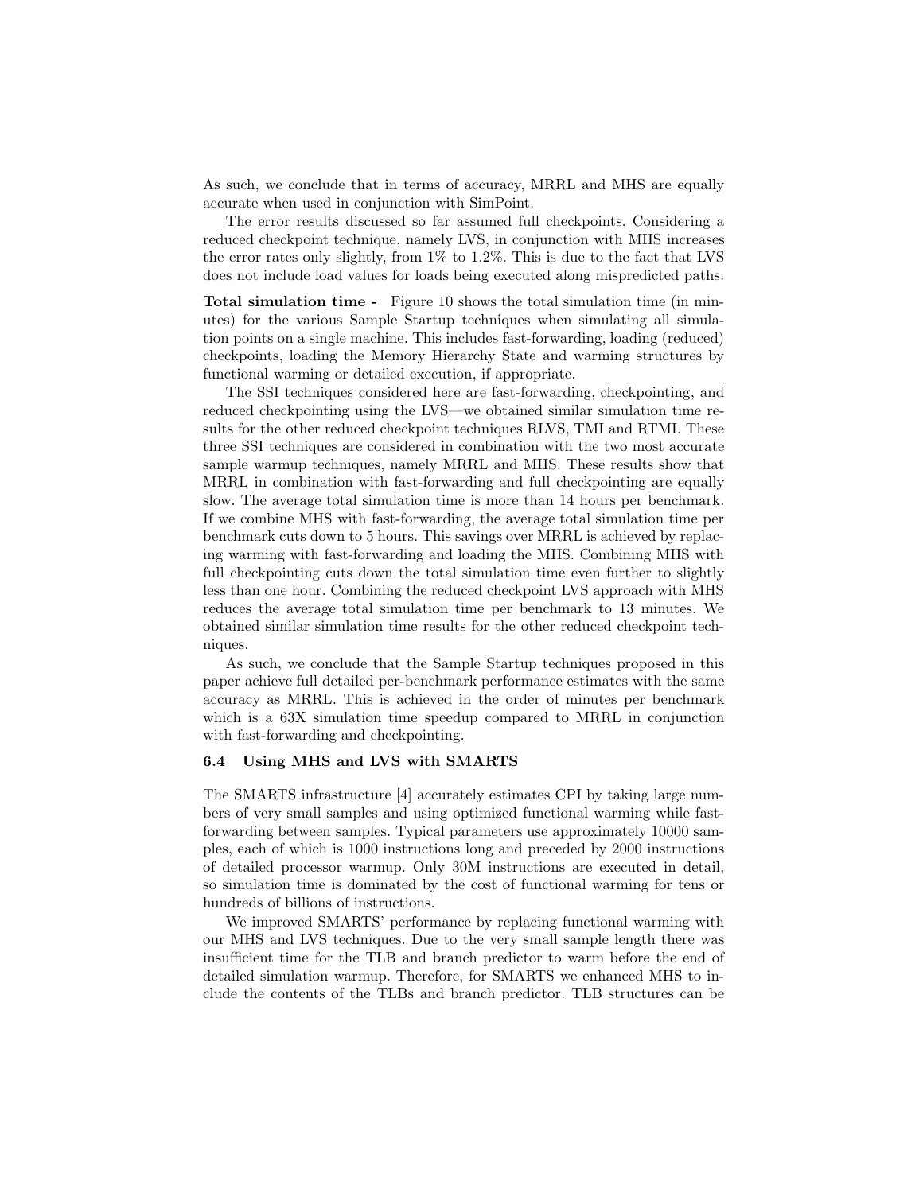As such, we conclude that in terms of accuracy, MRRL and MHS are equally accurate when used in conjunction with SimPoint.

The error results discussed so far assumed full checkpoints. Considering a reduced checkpoint technique, namely LVS, in conjunction with MHS increases the error rates only slightly, from 1% to 1.2%. This is due to the fact that LVS does not include load values for loads being executed along mispredicted paths.

**Total simulation time -** Figure 10 shows the total simulation time (in minutes) for the various Sample Startup techniques when simulating all simulation points on a single machine. This includes fast-forwarding, loading (reduced) checkpoints, loading the Memory Hierarchy State and warming structures by functional warming or detailed execution, if appropriate.

The SSI techniques considered here are fast-forwarding, checkpointing, and reduced checkpointing using the LVS—we obtained similar simulation time results for the other reduced checkpoint techniques RLVS, TMI and RTMI. These three SSI techniques are considered in combination with the two most accurate sample warmup techniques, namely MRRL and MHS. These results show that MRRL in combination with fast-forwarding and full checkpointing are equally slow. The average total simulation time is more than 14 hours per benchmark. If we combine MHS with fast-forwarding, the average total simulation time per benchmark cuts down to 5 hours. This savings over MRRL is achieved by replacing warming with fast-forwarding and loading the MHS. Combining MHS with full checkpointing cuts down the total simulation time even further to slightly less than one hour. Combining the reduced checkpoint LVS approach with MHS reduces the average total simulation time per benchmark to 13 minutes. We obtained similar simulation time results for the other reduced checkpoint techniques.

As such, we conclude that the Sample Startup techniques proposed in this paper achieve full detailed per-benchmark performance estimates with the same accuracy as MRRL. This is achieved in the order of minutes per benchmark which is a 63X simulation time speedup compared to MRRL in conjunction with fast-forwarding and checkpointing.

### 6.4 Using MHS and LVS with SMARTS

The SMARTS infrastructure [4] accurately estimates CPI by taking large numbers of very small samples and using optimized functional warming while fast-forwarding between samples. Typical parameters use approximately 10000 samples, each of which is 1000 instructions long and preceded by 2000 instructions of detailed processor warmup. Only 30M instructions are executed in detail, so simulation time is dominated by the cost of functional warming for tens or hundreds of billions of instructions.

We improved SMARTS' performance by replacing functional warming with our MHS and LVS techniques. Due to the very small sample length there was insufficient time for the TLB and branch predictor to warm before the end of detailed simulation warmup. Therefore, for SMARTS we enhanced MHS to include the contents of the TLBs and branch predictor. TLB structures can be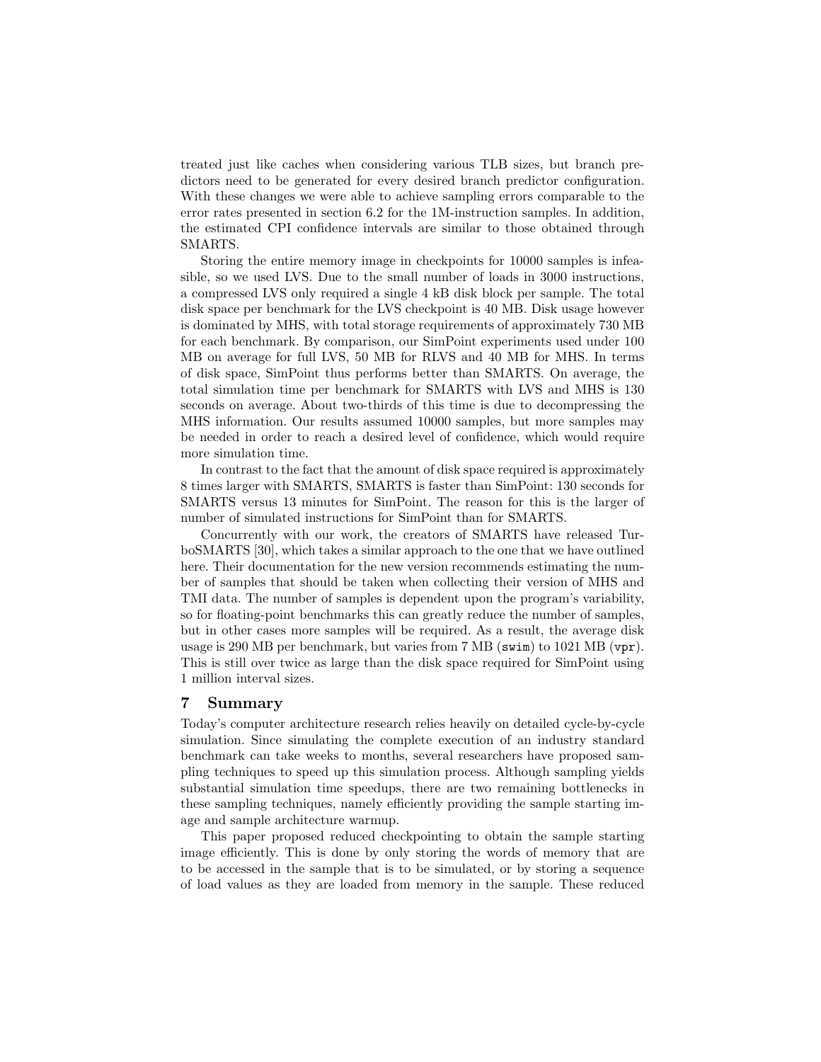treated just like caches when considering various TLB sizes, but branch predictors need to be generated for every desired branch predictor configuration. With these changes we were able to achieve sampling errors comparable to the error rates presented in section 6.2 for the 1M-instruction samples. In addition, the estimated CPI confidence intervals are similar to those obtained through SMARTS.

Storing the entire memory image in checkpoints for 10000 samples is infeasible, so we used LVS. Due to the small number of loads in 3000 instructions, a compressed LVS only required a single 4 kB disk block per sample. The total disk space per benchmark for the LVS checkpoint is 40 MB. Disk usage however is dominated by MHS, with total storage requirements of approximately 730 MB for each benchmark. By comparison, our SimPoint experiments used under 100 MB on average for full LVS, 50 MB for RLVS and 40 MB for MHS. In terms of disk space, SimPoint thus performs better than SMARTS. On average, the total simulation time per benchmark for SMARTS with LVS and MHS is 130 seconds on average. About two-thirds of this time is due to decompressing the MHS information. Our results assumed 10000 samples, but more samples may be needed in order to reach a desired level of confidence, which would require more simulation time.

In contrast to the fact that the amount of disk space required is approximately 8 times larger with SMARTS, SMARTS is faster than SimPoint: 130 seconds for SMARTS versus 13 minutes for SimPoint. The reason for this is the larger of number of simulated instructions for SimPoint than for SMARTS.

Concurrently with our work, the creators of SMARTS have released TurboSMARTS [30], which takes a similar approach to the one that we have outlined here. Their documentation for the new version recommends estimating the number of samples that should be taken when collecting their version of MHS and TMI data. The number of samples is dependent upon the program's variability, so for floating-point benchmarks this can greatly reduce the number of samples, but in other cases more samples will be required. As a result, the average disk usage is 290 MB per benchmark, but varies from 7 MB (`swim`) to 1021 MB (`vpr`). This is still over twice as large than the disk space required for SimPoint using 1 million interval sizes.

## 7 Summary

Today's computer architecture research relies heavily on detailed cycle-by-cycle simulation. Since simulating the complete execution of an industry standard benchmark can take weeks to months, several researchers have proposed sampling techniques to speed up this simulation process. Although sampling yields substantial simulation time speedups, there are two remaining bottlenecks in these sampling techniques, namely efficiently providing the sample starting image and sample architecture warmup.

This paper proposed reduced checkpointing to obtain the sample starting image efficiently. This is done by only storing the words of memory that are to be accessed in the sample that is to be simulated, or by storing a sequence of load values as they are loaded from memory in the sample. These reduced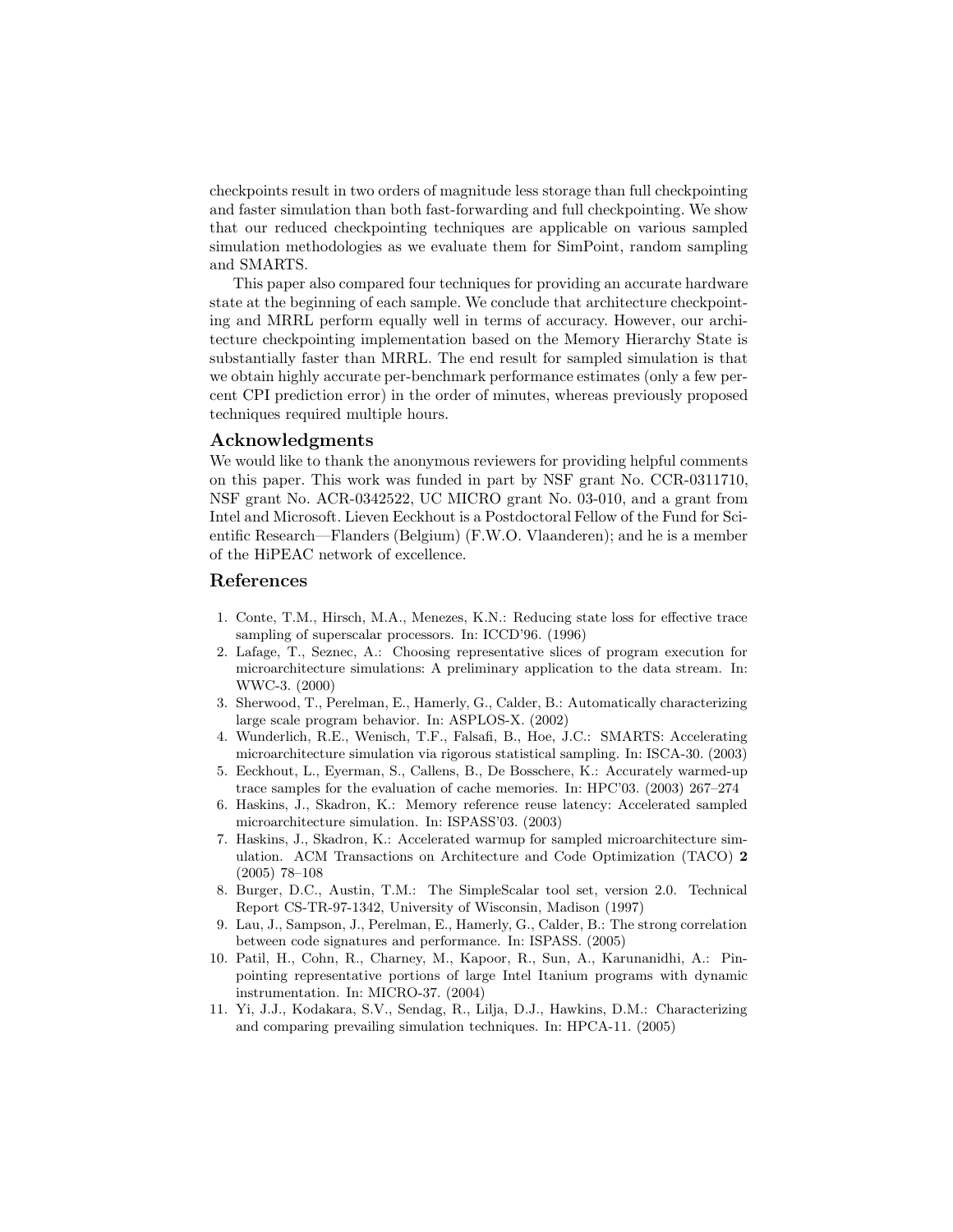checkpoints result in two orders of magnitude less storage than full checkpointing and faster simulation than both fast-forwarding and full checkpointing. We show that our reduced checkpointing techniques are applicable on various sampled simulation methodologies as we evaluate them for SimPoint, random sampling and SMARTS.

This paper also compared four techniques for providing an accurate hardware state at the beginning of each sample. We conclude that architecture checkpointing and MRRL perform equally well in terms of accuracy. However, our architecture checkpointing implementation based on the Memory Hierarchy State is substantially faster than MRRL. The end result for sampled simulation is that we obtain highly accurate per-benchmark performance estimates (only a few percent CPI prediction error) in the order of minutes, whereas previously proposed techniques required multiple hours.

## Acknowledgments

We would like to thank the anonymous reviewers for providing helpful comments on this paper. This work was funded in part by NSF grant No. CCR-0311710, NSF grant No. ACR-0342522, UC MICRO grant No. 03-010, and a grant from Intel and Microsoft. Lieven Eeckhout is a Postdoctoral Fellow of the Fund for Scientific Research—Flanders (Belgium) (F.W.O. Vlaanderen); and he is a member of the HiPEAC network of excellence.

## References

1. Conte, T.M., Hirsch, M.A., Menezes, K.N.: Reducing state loss for effective trace sampling of superscalar processors. In: ICCD'96. (1996)
2. Lafage, T., Seznec, A.: Choosing representative slices of program execution for microarchitecture simulations: A preliminary application to the data stream. In: WWC-3. (2000)
3. Sherwood, T., Perelman, E., Hamerly, G., Calder, B.: Automatically characterizing large scale program behavior. In: ASPLOS-X. (2002)
4. Wunderlich, R.E., Wenisch, T.F., Falsafi, B., Hoe, J.C.: SMARTS: Accelerating microarchitecture simulation via rigorous statistical sampling. In: ISCA-30. (2003)
5. Eeckhout, L., Eyerman, S., Callens, B., De Bosschere, K.: Accurately warmed-up trace samples for the evaluation of cache memories. In: HPC'03. (2003) 267–274
6. Haskins, J., Skadron, K.: Memory reference reuse latency: Accelerated sampled microarchitecture simulation. In: ISPASS'03. (2003)
7. Haskins, J., Skadron, K.: Accelerated warmup for sampled microarchitecture simulation. ACM Transactions on Architecture and Code Optimization (TACO) **2** (2005) 78–108
8. Burger, D.C., Austin, T.M.: The SimpleScalar tool set, version 2.0. Technical Report CS-TR-97-1342, University of Wisconsin, Madison (1997)
9. Lau, J., Sampson, J., Perelman, E., Hamerly, G., Calder, B.: The strong correlation between code signatures and performance. In: ISPASS. (2005)
10. Patil, H., Cohn, R., Charney, M., Kapoor, R., Sun, A., Karunanidhi, A.: Pinpointing representative portions of large Intel Itanium programs with dynamic instrumentation. In: MICRO-37. (2004)
11. Yi, J.J., Kodakara, S.V., Sendag, R., Lilja, D.J., Hawkins, D.M.: Characterizing and comparing prevailing simulation techniques. In: HPCA-11. (2005)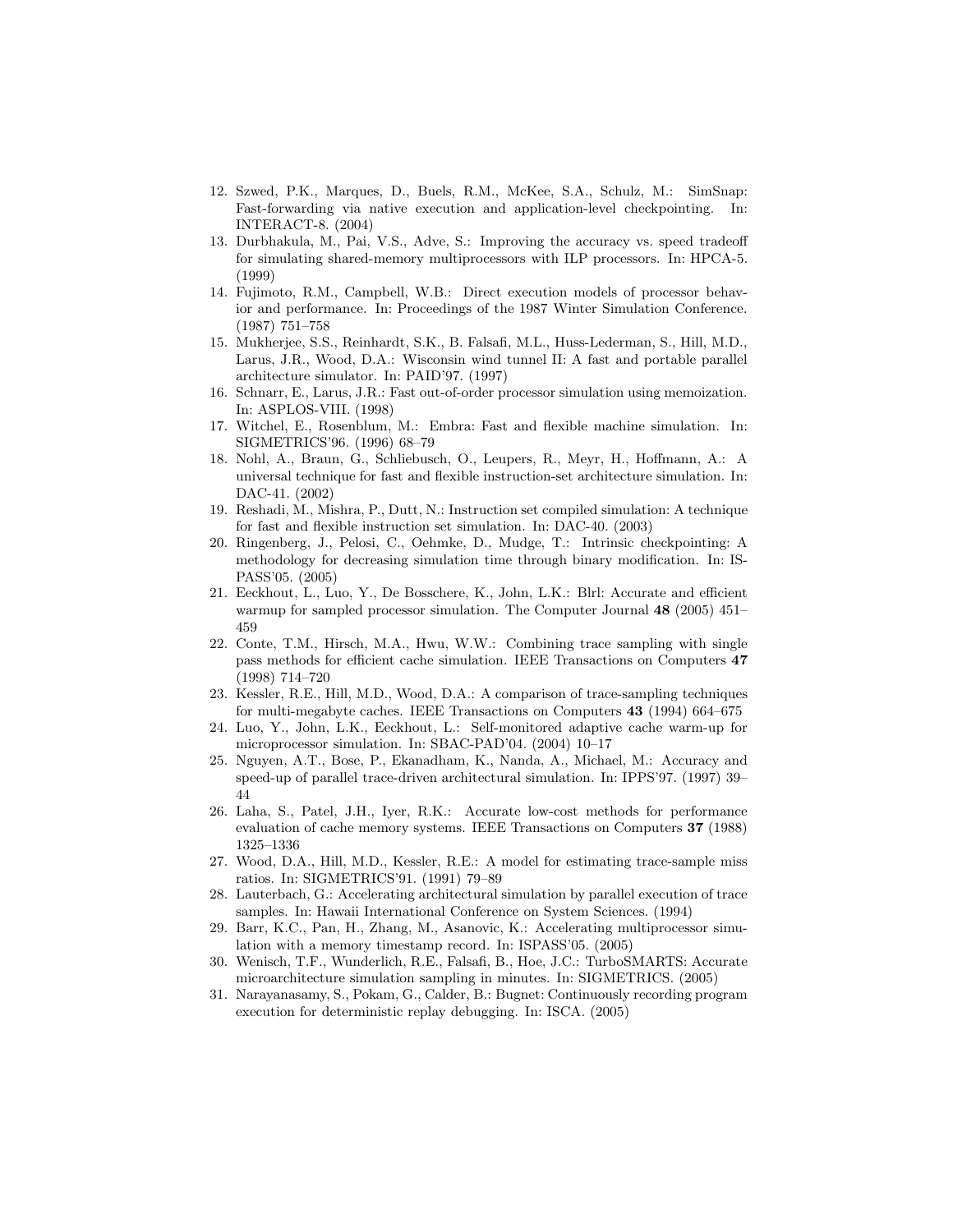12. Szwed, P.K., Marques, D., Buels, R.M., McKee, S.A., Schulz, M.: SimSnap: Fast-forwarding via native execution and application-level checkpointing. In: INTERACT-8. (2004)
13. Durbhakula, M., Pai, V.S., Adve, S.: Improving the accuracy vs. speed tradeoff for simulating shared-memory multiprocessors with ILP processors. In: HPCA-5. (1999)
14. Fujimoto, R.M., Campbell, W.B.: Direct execution models of processor behavior and performance. In: Proceedings of the 1987 Winter Simulation Conference. (1987) 751–758
15. Mukherjee, S.S., Reinhardt, S.K., B. Falsafi, M.L., Huss-Lederman, S., Hill, M.D., Larus, J.R., Wood, D.A.: Wisconsin wind tunnel II: A fast and portable parallel architecture simulator. In: PAID'97. (1997)
16. Schnarr, E., Larus, J.R.: Fast out-of-order processor simulation using memoization. In: ASPLOS-VIII. (1998)
17. Witchel, E., Rosenblum, M.: Embra: Fast and flexible machine simulation. In: SIGMETRICS'96. (1996) 68–79
18. Nohl, A., Braun, G., Schliebusch, O., Leupers, R., Meyr, H., Hoffmann, A.: A universal technique for fast and flexible instruction-set architecture simulation. In: DAC-41. (2002)
19. Reshadi, M., Mishra, P., Dutt, N.: Instruction set compiled simulation: A technique for fast and flexible instruction set simulation. In: DAC-40. (2003)
20. Ringenberg, J., Pelosi, C., Oehmke, D., Mudge, T.: Intrinsic checkpointing: A methodology for decreasing simulation time through binary modification. In: ISPASS'05. (2005)
21. Eeckhout, L., Luo, Y., De Bosschere, K., John, L.K.: Blrl: Accurate and efficient warmup for sampled processor simulation. The Computer Journal **48** (2005) 451–459
22. Conte, T.M., Hirsch, M.A., Hwu, W.W.: Combining trace sampling with single pass methods for efficient cache simulation. IEEE Transactions on Computers **47** (1998) 714–720
23. Kessler, R.E., Hill, M.D., Wood, D.A.: A comparison of trace-sampling techniques for multi-megabyte caches. IEEE Transactions on Computers **43** (1994) 664–675
24. Luo, Y., John, L.K., Eeckhout, L.: Self-monitored adaptive cache warm-up for microprocessor simulation. In: SBAC-PAD'04. (2004) 10–17
25. Nguyen, A.T., Bose, P., Ekanadham, K., Nanda, A., Michael, M.: Accuracy and speed-up of parallel trace-driven architectural simulation. In: IPPS'97. (1997) 39–44
26. Laha, S., Patel, J.H., Iyer, R.K.: Accurate low-cost methods for performance evaluation of cache memory systems. IEEE Transactions on Computers **37** (1988) 1325–1336
27. Wood, D.A., Hill, M.D., Kessler, R.E.: A model for estimating trace-sample miss ratios. In: SIGMETRICS'91. (1991) 79–89
28. Lauterbach, G.: Accelerating architectural simulation by parallel execution of trace samples. In: Hawaii International Conference on System Sciences. (1994)
29. Barr, K.C., Pan, H., Zhang, M., Asanovic, K.: Accelerating multiprocessor simulation with a memory timestamp record. In: ISPASS'05. (2005)
30. Wenisch, T.F., Wunderlich, R.E., Falsafi, B., Hoe, J.C.: TurboSMARTS: Accurate microarchitecture simulation sampling in minutes. In: SIGMETRICS. (2005)
31. Narayanasamy, S., Pokam, G., Calder, B.: Bugnet: Continuously recording program execution for deterministic replay debugging. In: ISCA. (2005)